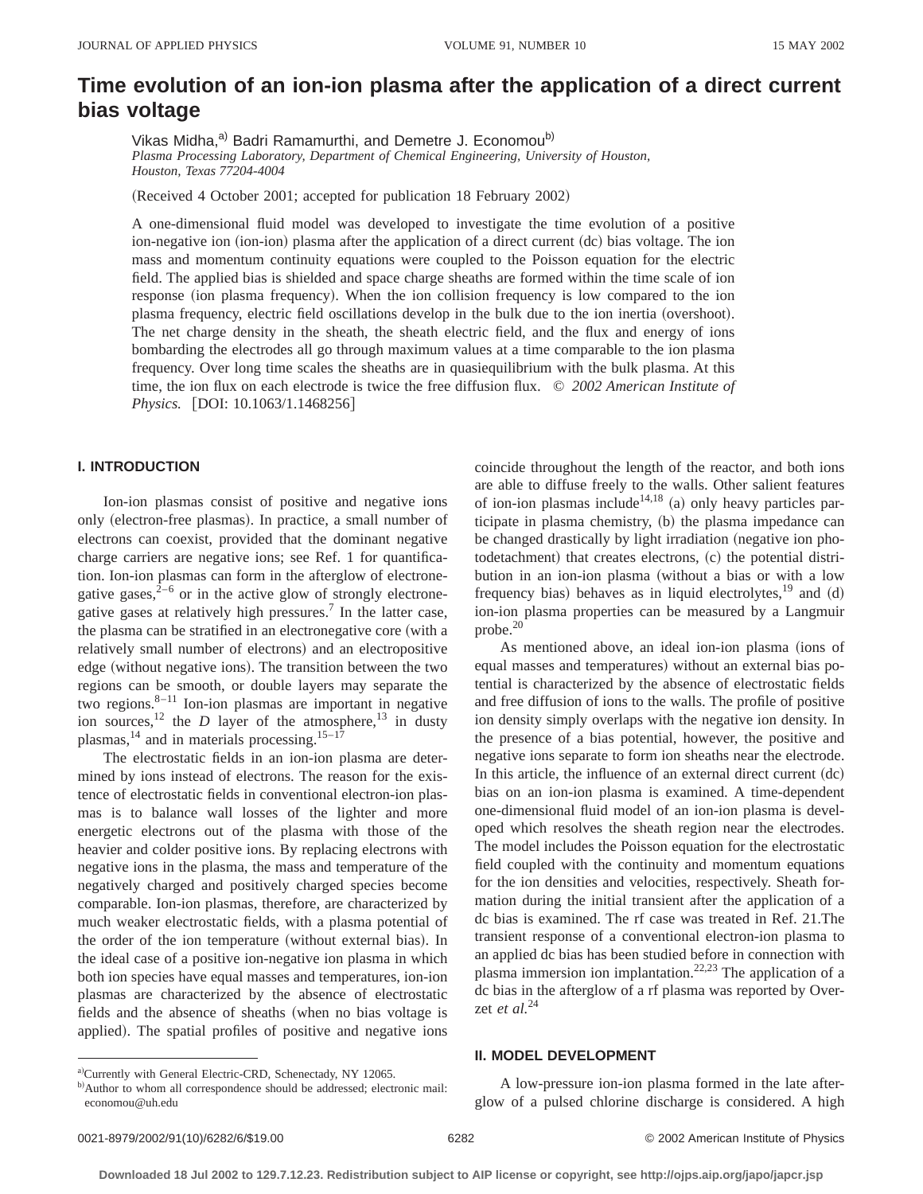# Time evolution of an ion-ion plasma after the application of a direct current bias voltage

Vikas Midha,[a] Badri Ramamurthi, and Demetre J. Economou[b]

*Plasma Processing Laboratory, Department of Chemical Engineering, University of Houston, Houston, Texas 77204-4004*

(Received 4 October 2001; accepted for publication 18 February 2002)

A one-dimensional fluid model was developed to investigate the time evolution of a positive ion-negative ion (ion-ion) plasma after the application of a direct current (dc) bias voltage. The ion mass and momentum continuity equations were coupled to the Poisson equation for the electric field. The applied bias is shielded and space charge sheaths are formed within the time scale of ion response (ion plasma frequency). When the ion collision frequency is low compared to the ion plasma frequency, electric field oscillations develop in the bulk due to the ion inertia (overshoot). The net charge density in the sheath, the sheath electric field, and the flux and energy of ions bombarding the electrodes all go through maximum values at a time comparable to the ion plasma frequency. Over long time scales the sheaths are in quasiequilibrium with the bulk plasma. At this time, the ion flux on each electrode is twice the free diffusion flux. © *2002 American Institute of Physics.* [DOI: 10.1063/1.1468256]

## I. INTRODUCTION

Ion-ion plasmas consist of positive and negative ions only (electron-free plasmas). In practice, a small number of electrons can coexist, provided that the dominant negative charge carriers are negative ions; see Ref. 1 for quantification. Ion-ion plasmas can form in the afterglow of electronegative gases,[2–6] or in the active glow of strongly electronegative gases at relatively high pressures.[7] In the latter case, the plasma can be stratified in an electronegative core (with a relatively small number of electrons) and an electropositive edge (without negative ions). The transition between the two regions can be smooth, or double layers may separate the two regions.[8–11] Ion-ion plasmas are important in negative ion sources,[12] the *D* layer of the atmosphere,[13] in dusty plasmas,[14] and in materials processing.[15–17]

The electrostatic fields in an ion-ion plasma are determined by ions instead of electrons. The reason for the existence of electrostatic fields in conventional electron-ion plasmas is to balance wall losses of the lighter and more energetic electrons out of the plasma with those of the heavier and colder positive ions. By replacing electrons with negative ions in the plasma, the mass and temperature of the negatively charged and positively charged species become comparable. Ion-ion plasmas, therefore, are characterized by much weaker electrostatic fields, with a plasma potential of the order of the ion temperature (without external bias). In the ideal case of a positive ion-negative ion plasma in which both ion species have equal masses and temperatures, ion-ion plasmas are characterized by the absence of electrostatic fields and the absence of sheaths (when no bias voltage is applied). The spatial profiles of positive and negative ions coincide throughout the length of the reactor, and both ions are able to diffuse freely to the walls. Other salient features of ion-ion plasmas include[14,18] (a) only heavy particles participate in plasma chemistry, (b) the plasma impedance can be changed drastically by light irradiation (negative ion photodetachment) that creates electrons, (c) the potential distribution in an ion-ion plasma (without a bias or with a low frequency bias) behaves as in liquid electrolytes,[19] and (d) ion-ion plasma properties can be measured by a Langmuir probe.[20]

As mentioned above, an ideal ion-ion plasma (ions of equal masses and temperatures) without an external bias potential is characterized by the absence of electrostatic fields and free diffusion of ions to the walls. The profile of positive ion density simply overlaps with the negative ion density. In the presence of a bias potential, however, the positive and negative ions separate to form ion sheaths near the electrode. In this article, the influence of an external direct current (dc) bias on an ion-ion plasma is examined. A time-dependent one-dimensional fluid model of an ion-ion plasma is developed which resolves the sheath region near the electrodes. The model includes the Poisson equation for the electrostatic field coupled with the continuity and momentum equations for the ion densities and velocities, respectively. Sheath formation during the initial transient after the application of a dc bias is examined. The rf case was treated in Ref. 21. The transient response of a conventional electron-ion plasma to an applied dc bias has been studied before in connection with plasma immersion ion implantation.[22,23] The application of a dc bias in the afterglow of a rf plasma was reported by Overzet *et al.*[24]

## II. MODEL DEVELOPMENT

A low-pressure ion-ion plasma formed in the late afterglow of a pulsed chlorine discharge is considered. A high

---

[a] Currently with General Electric-CRD, Schenectady, NY 12065.

[b] Author to whom all correspondence should be addressed; electronic mail: economou@uh.edu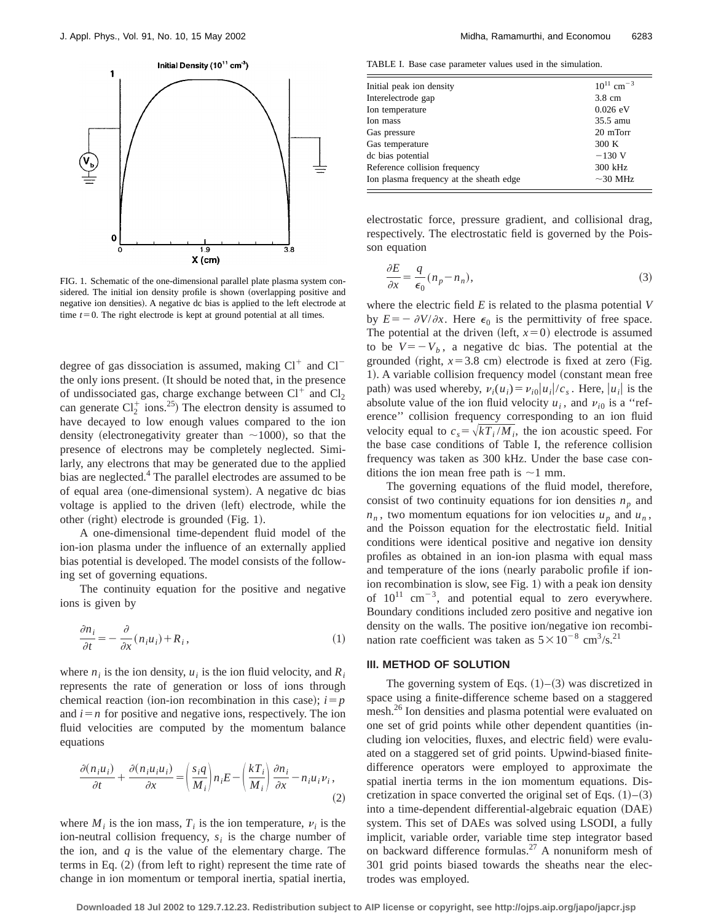FIG. 1. Schematic of the one-dimensional parallel plate plasma system considered. The initial ion density profile is shown (overlapping positive and negative ion densities). A negative dc bias is applied to the left electrode at time $t=0$. The right electrode is kept at ground potential at all times.

degree of gas dissociation is assumed, making $Cl^+$ and $Cl^-$ the only ions present. (It should be noted that, in the presence of undissociated gas, charge exchange between $Cl^+$ and $Cl_2$ can generate $Cl_2^+$ ions.[25]) The electron density is assumed to have decayed to low enough values compared to the ion density (electronegativity greater than ~1000), so that the presence of electrons may be completely neglected. Similarly, any electrons that may be generated due to the applied bias are neglected.[4] The parallel electrodes are assumed to be of equal area (one-dimensional system). A negative dc bias voltage is applied to the driven (left) electrode, while the other (right) electrode is grounded (Fig. 1).

A one-dimensional time-dependent fluid model of the ion-ion plasma under the influence of an externally applied bias potential is developed. The model consists of the following set of governing equations.

The continuity equation for the positive and negative ions is given by

$$\frac{\partial n_i}{\partial t} = -\frac{\partial}{\partial x}(n_i u_i) + R_i, \tag{1}$$

where $n_i$ is the ion density, $u_i$ is the ion fluid velocity, and $R_i$ represents the rate of generation or loss of ions through chemical reaction (ion-ion recombination in this case); $i=p$ and $i=n$ for positive and negative ions, respectively. The ion fluid velocities are computed by the momentum balance equations

$$\frac{\partial(n_i u_i)}{\partial t} + \frac{\partial(n_i u_i u_i)}{\partial x} = \left(\frac{s_i q}{M_i}\right) n_i E - \left(\frac{kT_i}{M_i}\right)\frac{\partial n_i}{\partial x} - n_i u_i \nu_i, \tag{2}$$

where $M_i$ is the ion mass, $T_i$ is the ion temperature, $\nu_i$ is the ion-neutral collision frequency, $s_i$ is the charge number of the ion, and $q$ is the value of the elementary charge. The terms in Eq. (2) (from left to right) represent the time rate of change in ion momentum or temporal inertia, spatial inertia, electrostatic force, pressure gradient, and collisional drag, respectively. The electrostatic field is governed by the Poisson equation

$$\frac{\partial E}{\partial x} = \frac{q}{\epsilon_0}(n_p - n_n), \tag{3}$$

where the electric field $E$ is related to the plasma potential $V$ by $E = -\partial V/\partial x$. Here $\epsilon_0$ is the permittivity of free space. The potential at the driven (left, $x=0$) electrode is assumed to be $V=-V_b$, a negative dc bias. The potential at the grounded (right, $x=3.8$ cm) electrode is fixed at zero (Fig. 1). A variable collision frequency model (constant mean free path) was used whereby, $\nu_i(u_i) = \nu_{i0}|u_i|/c_s$. Here, $|u_i|$ is the absolute value of the ion fluid velocity $u_i$, and $\nu_{i0}$ is a "reference" collision frequency corresponding to an ion fluid velocity equal to $c_s = \sqrt{kT_i/M_i}$, the ion acoustic speed. For the base case conditions of Table I, the reference collision frequency was taken as 300 kHz. Under the base case conditions the ion mean free path is ~1 mm.

TABLE I. Base case parameter values used in the simulation.

| | |
|---|---|
| Initial peak ion density | $10^{11}$ cm$^{-3}$ |
| Interelectrode gap | 3.8 cm |
| Ion temperature | 0.026 eV |
| Ion mass | 35.5 amu |
| Gas pressure | 20 mTorr |
| Gas temperature | 300 K |
| dc bias potential | −130 V |
| Reference collision frequency | 300 kHz |
| Ion plasma frequency at the sheath edge | ~30 MHz |

The governing equations of the fluid model, therefore, consist of two continuity equations for ion densities $n_p$ and $n_n$, two momentum equations for ion velocities $u_p$ and $u_n$, and the Poisson equation for the electrostatic field. Initial conditions were identical positive and negative ion density profiles as obtained in an ion-ion plasma with equal mass and temperature of the ions (nearly parabolic profile if ion-ion recombination is slow, see Fig. 1) with a peak ion density of $10^{11}$ cm$^{-3}$, and potential equal to zero everywhere. Boundary conditions included zero positive and negative ion density on the walls. The positive ion/negative ion recombination rate coefficient was taken as $5\times10^{-8}$ cm$^3$/s.[21]

## III. METHOD OF SOLUTION

The governing system of Eqs. (1)–(3) was discretized in space using a finite-difference scheme based on a staggered mesh.[26] Ion densities and plasma potential were evaluated on one set of grid points while other dependent quantities (including ion velocities, fluxes, and electric field) were evaluated on a staggered set of grid points. Upwind-biased finite-difference operators were employed to approximate the spatial inertia terms in the ion momentum equations. Discretization in space converted the original set of Eqs. (1)–(3) into a time-dependent differential-algebraic equation (DAE) system. This set of DAEs was solved using LSODI, a fully implicit, variable order, variable time step integrator based on backward difference formulas.[27] A nonuniform mesh of 301 grid points biased towards the sheaths near the electrodes was employed.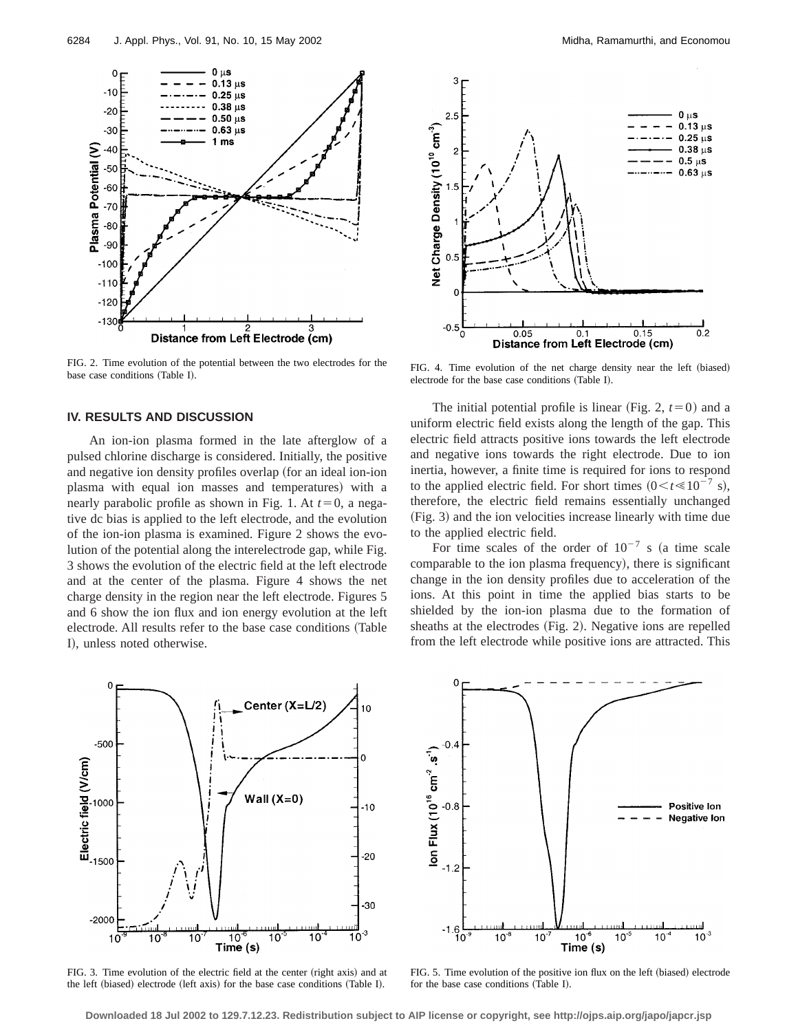FIG. 2. Time evolution of the potential between the two electrodes for the base case conditions (Table I).

FIG. 4. Time evolution of the net charge density near the left (biased) electrode for the base case conditions (Table I).

## IV. RESULTS AND DISCUSSION

An ion-ion plasma formed in the late afterglow of a pulsed chlorine discharge is considered. Initially, the positive and negative ion density profiles overlap (for an ideal ion-ion plasma with equal ion masses and temperatures) with a nearly parabolic profile as shown in Fig. 1. At $t=0$, a negative dc bias is applied to the left electrode, and the evolution of the ion-ion plasma is examined. Figure 2 shows the evolution of the potential along the interelectrode gap, while Fig. 3 shows the evolution of the electric field at the left electrode and at the center of the plasma. Figure 4 shows the net charge density in the region near the left electrode. Figures 5 and 6 show the ion flux and ion energy evolution at the left electrode. All results refer to the base case conditions (Table I), unless noted otherwise.

The initial potential profile is linear (Fig. 2, $t=0$) and a uniform electric field exists along the length of the gap. This electric field attracts positive ions towards the left electrode and negative ions towards the right electrode. Due to ion inertia, however, a finite time is required for ions to respond to the applied electric field. For short times $(0<t \ll 10^{-7}$ s), therefore, the electric field remains essentially unchanged (Fig. 3) and the ion velocities increase linearly with time due to the applied electric field.

For time scales of the order of $10^{-7}$ s (a time scale comparable to the ion plasma frequency), there is significant change in the ion density profiles due to acceleration of the ions. At this point in time the applied bias starts to be shielded by the ion-ion plasma due to the formation of sheaths at the electrodes (Fig. 2). Negative ions are repelled from the left electrode while positive ions are attracted. This

FIG. 3. Time evolution of the electric field at the center (right axis) and at the left (biased) electrode (left axis) for the base case conditions (Table I).

FIG. 5. Time evolution of the positive ion flux on the left (biased) electrode for the base case conditions (Table I).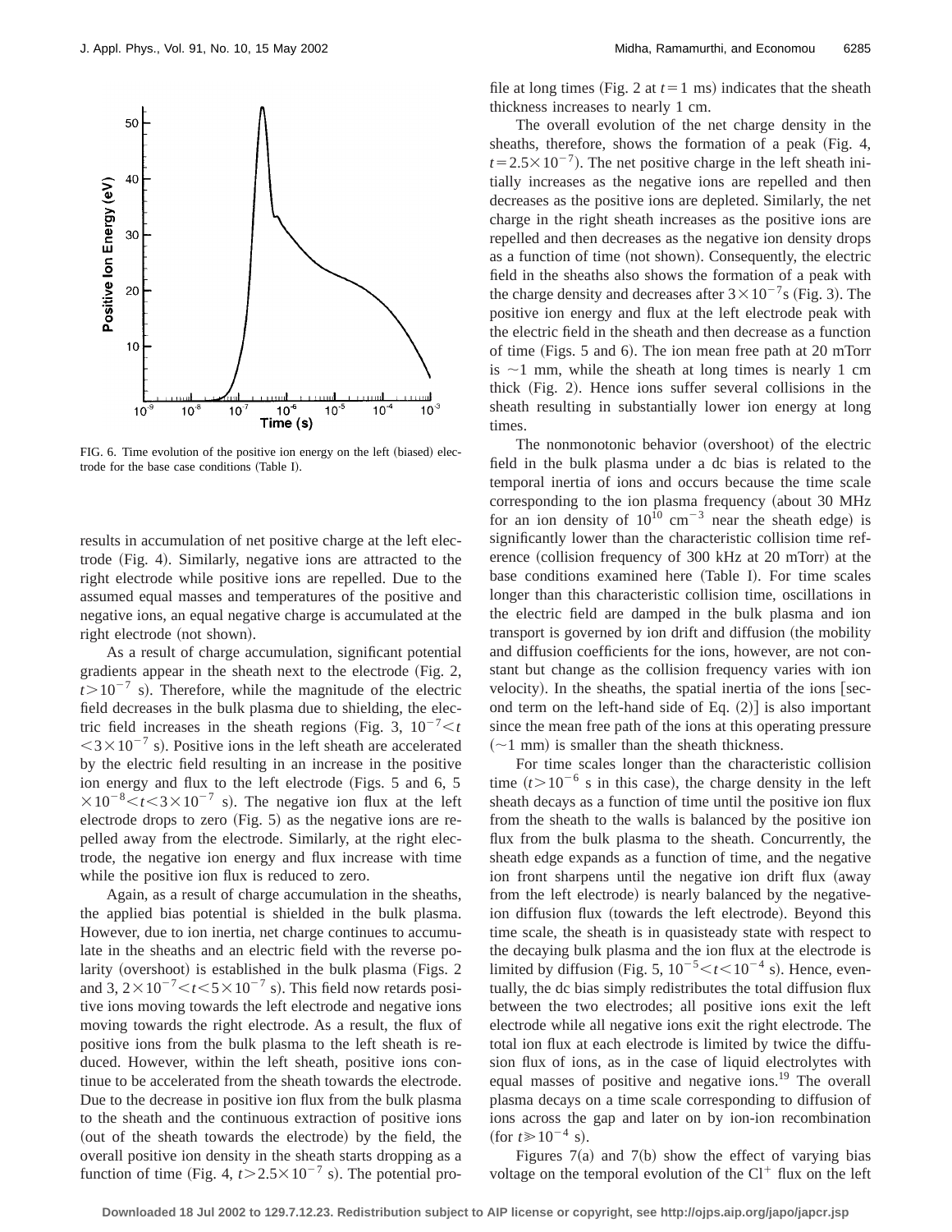FIG. 6. Time evolution of the positive ion energy on the left (biased) electrode for the base case conditions (Table I).

results in accumulation of net positive charge at the left electrode (Fig. 4). Similarly, negative ions are attracted to the right electrode while positive ions are repelled. Due to the assumed equal masses and temperatures of the positive and negative ions, an equal negative charge is accumulated at the right electrode (not shown).

As a result of charge accumulation, significant potential gradients appear in the sheath next to the electrode (Fig. 2, $t > 10^{-7}$ s). Therefore, while the magnitude of the electric field decreases in the bulk plasma due to shielding, the electric field increases in the sheath regions (Fig. 3, $10^{-7} < t < 3 \times 10^{-7}$ s). Positive ions in the left sheath are accelerated by the electric field resulting in an increase in the positive ion energy and flux to the left electrode (Figs. 5 and 6, $5 \times 10^{-8} < t < 3 \times 10^{-7}$ s). The negative ion flux at the left electrode drops to zero (Fig. 5) as the negative ions are repelled away from the electrode. Similarly, at the right electrode, the negative ion energy and flux increase with time while the positive ion flux is reduced to zero.

Again, as a result of charge accumulation in the sheaths, the applied bias potential is shielded in the bulk plasma. However, due to ion inertia, net charge continues to accumulate in the sheaths and an electric field with the reverse polarity (overshoot) is established in the bulk plasma (Figs. 2 and 3, $2 \times 10^{-7} < t < 5 \times 10^{-7}$ s). This field now retards positive ions moving towards the left electrode and negative ions moving towards the right electrode. As a result, the flux of positive ions from the bulk plasma to the left sheath is reduced. However, within the left sheath, positive ions continue to be accelerated from the sheath towards the electrode. Due to the decrease in positive ion flux from the bulk plasma to the sheath and the continuous extraction of positive ions (out of the sheath towards the electrode) by the field, the overall positive ion density in the sheath starts dropping as a function of time (Fig. 4, $t > 2.5 \times 10^{-7}$ s). The potential profile at long times (Fig. 2 at $t = 1$ ms) indicates that the sheath thickness increases to nearly 1 cm.

The overall evolution of the net charge density in the sheaths, therefore, shows the formation of a peak (Fig. 4, $t = 2.5 \times 10^{-7}$). The net positive charge in the left sheath initially increases as the negative ions are repelled and then decreases as the positive ions are depleted. Similarly, the net charge in the right sheath increases as the positive ions are repelled and then decreases as the negative ion density drops as a function of time (not shown). Consequently, the electric field in the sheaths also shows the formation of a peak with the charge density and decreases after $3 \times 10^{-7}$ s (Fig. 3). The positive ion energy and flux at the left electrode peak with the electric field in the sheath and then decrease as a function of time (Figs. 5 and 6). The ion mean free path at 20 mTorr is ~1 mm, while the sheath at long times is nearly 1 cm thick (Fig. 2). Hence ions suffer several collisions in the sheath resulting in substantially lower ion energy at long times.

The nonmonotonic behavior (overshoot) of the electric field in the bulk plasma under a dc bias is related to the temporal inertia of ions and occurs because the time scale corresponding to the ion plasma frequency (about 30 MHz for an ion density of $10^{10}$ cm$^{-3}$ near the sheath edge) is significantly lower than the characteristic collision time reference (collision frequency of 300 kHz at 20 mTorr) at the base conditions examined here (Table I). For time scales longer than this characteristic collision time, oscillations in the electric field are damped in the bulk plasma and ion transport is governed by ion drift and diffusion (the mobility and diffusion coefficients for the ions, however, are not constant but change as the collision frequency varies with ion velocity). In the sheaths, the spatial inertia of the ions [second term on the left-hand side of Eq. (2)] is also important since the mean free path of the ions at this operating pressure (~1 mm) is smaller than the sheath thickness.

For time scales longer than the characteristic collision time ($t > 10^{-6}$ s in this case), the charge density in the left sheath decays as a function of time until the positive ion flux from the sheath to the walls is balanced by the positive ion flux from the bulk plasma to the sheath. Concurrently, the sheath edge expands as a function of time, and the negative ion front sharpens until the negative ion drift flux (away from the left electrode) is nearly balanced by the negative-ion diffusion flux (towards the left electrode). Beyond this time scale, the sheath is in quasisteady state with respect to the decaying bulk plasma and the ion flux at the electrode is limited by diffusion (Fig. 5, $10^{-5} < t < 10^{-4}$ s). Hence, eventually, the dc bias simply redistributes the total diffusion flux between the two electrodes; all positive ions exit the left electrode while all negative ions exit the right electrode. The total ion flux at each electrode is limited by twice the diffusion flux of ions, as in the case of liquid electrolytes with equal masses of positive and negative ions.[19] The overall plasma decays on a time scale corresponding to diffusion of ions across the gap and later on by ion-ion recombination (for $t \gg 10^{-4}$ s).

Figures 7(a) and 7(b) show the effect of varying bias voltage on the temporal evolution of the $Cl^+$ flux on the left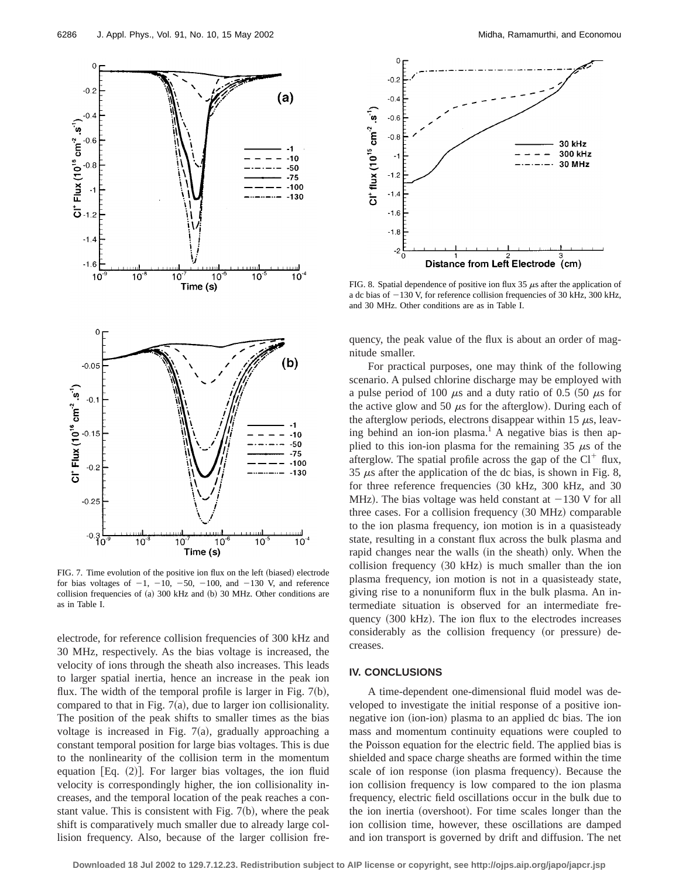FIG. 7. Time evolution of the positive ion flux on the left (biased) electrode for bias voltages of −1, −10, −50, −100, and −130 V, and reference collision frequencies of (a) 300 kHz and (b) 30 MHz. Other conditions are as in Table I.

electrode, for reference collision frequencies of 300 kHz and 30 MHz, respectively. As the bias voltage is increased, the velocity of ions through the sheath also increases. This leads to larger spatial inertia, hence an increase in the peak ion flux. The width of the temporal profile is larger in Fig. 7(b), compared to that in Fig. 7(a), due to larger ion collisionality. The position of the peak shifts to smaller times as the bias voltage is increased in Fig. 7(a), gradually approaching a constant temporal position for large bias voltages. This is due to the nonlinearity of the collision term in the momentum equation [Eq. (2)]. For larger bias voltages, the ion fluid velocity is correspondingly higher, the ion collisionality increases, and the temporal location of the peak reaches a constant value. This is consistent with Fig. 7(b), where the peak shift is comparatively much smaller due to already large collision frequency. Also, because of the larger collision frequency, the peak value of the flux is about an order of magnitude smaller.

FIG. 8. Spatial dependence of positive ion flux 35 $\mu$s after the application of a dc bias of −130 V, for reference collision frequencies of 30 kHz, 300 kHz, and 30 MHz. Other conditions are as in Table I.

For practical purposes, one may think of the following scenario. A pulsed chlorine discharge may be employed with a pulse period of 100 $\mu$s and a duty ratio of 0.5 (50 $\mu$s for the active glow and 50 $\mu$s for the afterglow). During each of the afterglow periods, electrons disappear within 15 $\mu$s, leaving behind an ion-ion plasma.[1] A negative bias is then applied to this ion-ion plasma for the remaining 35 $\mu$s of the afterglow. The spatial profile across the gap of the $Cl^+$ flux, 35 $\mu$s after the application of the dc bias, is shown in Fig. 8, for three reference frequencies (30 kHz, 300 kHz, and 30 MHz). The bias voltage was held constant at −130 V for all three cases. For a collision frequency (30 MHz) comparable to the ion plasma frequency, ion motion is in a quasisteady state, resulting in a constant flux across the bulk plasma and rapid changes near the walls (in the sheath) only. When the collision frequency (30 kHz) is much smaller than the ion plasma frequency, ion motion is not in a quasisteady state, giving rise to a nonuniform flux in the bulk plasma. An intermediate situation is observed for an intermediate frequency (300 kHz). The ion flux to the electrodes increases considerably as the collision frequency (or pressure) decreases.

## IV. CONCLUSIONS

A time-dependent one-dimensional fluid model was developed to investigate the initial response of a positive ion-negative ion (ion-ion) plasma to an applied dc bias. The ion mass and momentum continuity equations were coupled to the Poisson equation for the electric field. The applied bias is shielded and space charge sheaths are formed within the time scale of ion response (ion plasma frequency). Because the ion collision frequency is low compared to the ion plasma frequency, electric field oscillations occur in the bulk due to the ion inertia (overshoot). For time scales longer than the ion collision time, however, these oscillations are damped and ion transport is governed by drift and diffusion. The net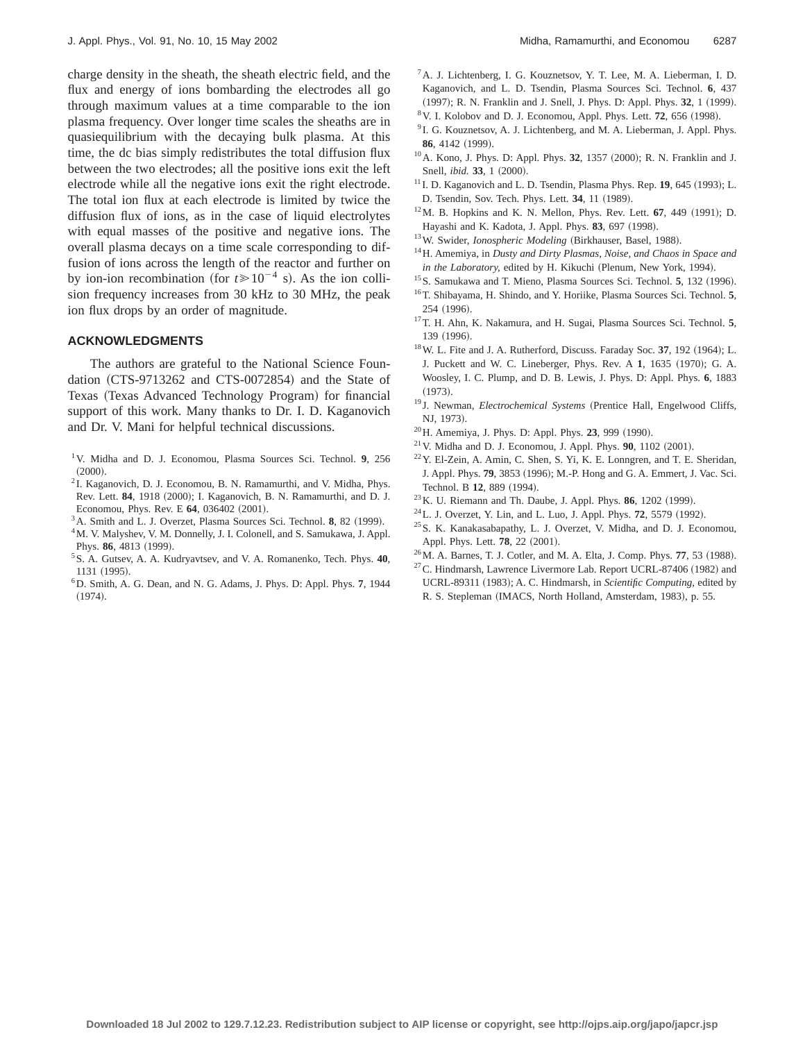charge density in the sheath, the sheath electric field, and the flux and energy of ions bombarding the electrodes all go through maximum values at a time comparable to the ion plasma frequency. Over longer time scales the sheaths are in quasiequilibrium with the decaying bulk plasma. At this time, the dc bias simply redistributes the total diffusion flux between the two electrodes; all the positive ions exit the left electrode while all the negative ions exit the right electrode. The total ion flux at each electrode is limited by twice the diffusion flux of ions, as in the case of liquid electrolytes with equal masses of the positive and negative ions. The overall plasma decays on a time scale corresponding to diffusion of ions across the length of the reactor and further on by ion-ion recombination (for $t \gg 10^{-4}$ s). As the ion collision frequency increases from 30 kHz to 30 MHz, the peak ion flux drops by an order of magnitude.

## ACKNOWLEDGMENTS

The authors are grateful to the National Science Foundation (CTS-9713262 and CTS-0072854) and the State of Texas (Texas Advanced Technology Program) for financial support of this work. Many thanks to Dr. I. D. Kaganovich and Dr. V. Mani for helpful technical discussions.

[1] V. Midha and D. J. Economou, Plasma Sources Sci. Technol. **9**, 256 (2000).
[2] I. Kaganovich, D. J. Economou, B. N. Ramamurthi, and V. Midha, Phys. Rev. Lett. **84**, 1918 (2000); I. Kaganovich, B. N. Ramamurthi, and D. J. Economou, Phys. Rev. E **64**, 036402 (2001).
[3] A. Smith and L. J. Overzet, Plasma Sources Sci. Technol. **8**, 82 (1999).
[4] M. V. Malyshev, V. M. Donnelly, J. I. Colonell, and S. Samukawa, J. Appl. Phys. **86**, 4813 (1999).
[5] S. A. Gutsev, A. A. Kudryavtsev, and V. A. Romanenko, Tech. Phys. **40**, 1131 (1995).
[6] D. Smith, A. G. Dean, and N. G. Adams, J. Phys. D: Appl. Phys. **7**, 1944 (1974).
[7] A. J. Lichtenberg, I. G. Kouznetsov, Y. T. Lee, M. A. Lieberman, I. D. Kaganovich, and L. D. Tsendin, Plasma Sources Sci. Technol. **6**, 437 (1997); R. N. Franklin and J. Snell, J. Phys. D: Appl. Phys. **32**, 1 (1999).
[8] V. I. Kolobov and D. J. Economou, Appl. Phys. Lett. **72**, 656 (1998).
[9] I. G. Kouznetsov, A. J. Lichtenberg, and M. A. Lieberman, J. Appl. Phys. **86**, 4142 (1999).
[10] A. Kono, J. Phys. D: Appl. Phys. **32**, 1357 (2000); R. N. Franklin and J. Snell, *ibid.* **33**, 1 (2000).
[11] I. D. Kaganovich and L. D. Tsendin, Plasma Phys. Rep. **19**, 645 (1993); L. D. Tsendin, Sov. Tech. Phys. Lett. **34**, 11 (1989).
[12] M. B. Hopkins and K. N. Mellon, Phys. Rev. Lett. **67**, 449 (1991); D. Hayashi and K. Kadota, J. Appl. Phys. **83**, 697 (1998).
[13] W. Swider, *Ionospheric Modeling* (Birkhauser, Basel, 1988).
[14] H. Amemiya, in *Dusty and Dirty Plasmas, Noise, and Chaos in Space and in the Laboratory*, edited by H. Kikuchi (Plenum, New York, 1994).
[15] S. Samukawa and T. Mieno, Plasma Sources Sci. Technol. **5**, 132 (1996).
[16] T. Shibayama, H. Shindo, and Y. Horiike, Plasma Sources Sci. Technol. **5**, 254 (1996).
[17] T. H. Ahn, K. Nakamura, and H. Sugai, Plasma Sources Sci. Technol. **5**, 139 (1996).
[18] W. L. Fite and J. A. Rutherford, Discuss. Faraday Soc. **37**, 192 (1964); L. J. Puckett and W. C. Lineberger, Phys. Rev. A **1**, 1635 (1970); G. A. Woosley, I. C. Plump, and D. B. Lewis, J. Phys. D: Appl. Phys. **6**, 1883 (1973).
[19] J. Newman, *Electrochemical Systems* (Prentice Hall, Engelwood Cliffs, NJ, 1973).
[20] H. Amemiya, J. Phys. D: Appl. Phys. **23**, 999 (1990).
[21] V. Midha and D. J. Economou, J. Appl. Phys. **90**, 1102 (2001).
[22] Y. El-Zein, A. Amin, C. Shen, S. Yi, K. E. Lonngren, and T. E. Sheridan, J. Appl. Phys. **79**, 3853 (1996); M.-P. Hong and G. A. Emmert, J. Vac. Sci. Technol. B **12**, 889 (1994).
[23] K. U. Riemann and Th. Daube, J. Appl. Phys. **86**, 1202 (1999).
[24] L. J. Overzet, Y. Lin, and L. Luo, J. Appl. Phys. **72**, 5579 (1992).
[25] S. K. Kanakasabapathy, L. J. Overzet, V. Midha, and D. J. Economou, Appl. Phys. Lett. **78**, 22 (2001).
[26] M. A. Barnes, T. J. Cotler, and M. A. Elta, J. Comp. Phys. **77**, 53 (1988).
[27] C. Hindmarsh, Lawrence Livermore Lab. Report UCRL-87406 (1982) and UCRL-89311 (1983); A. C. Hindmarsh, in *Scientific Computing*, edited by R. S. Stepleman (IMACS, North Holland, Amsterdam, 1983), p. 55.